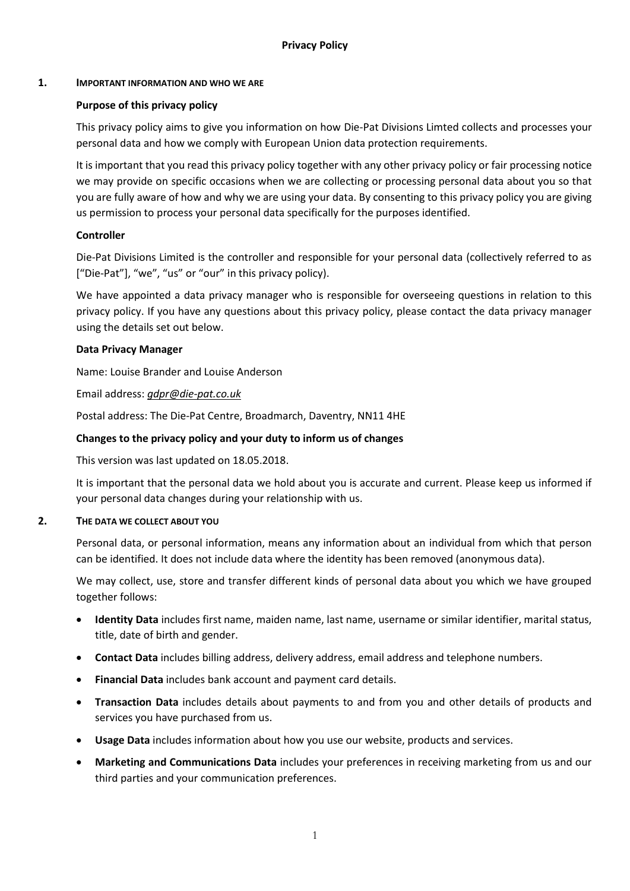# Privacy Policy

## 1. IMPORTANT INFORMATION AND WHO WE ARE

**Purpose of this privacy policy**

This privacy policy aims to give you information on how Die-Pat Divisions Limted collects and processes your personal data and how we comply with European Union data protection requirements.

It is important that you read this privacy policy together with any other privacy policy or fair processing notice we may provide on specific occasions when we are collecting or processing personal data about you so that you are fully aware of how and why we are using your data. By consenting to this privacy policy you are giving us permission to process your personal data specifically for the purposes identified.

**Controller**

Die-Pat Divisions Limited is the controller and responsible for your personal data (collectively referred to as ["Die-Pat"], "we", "us" or "our" in this privacy policy).

We have appointed a data privacy manager who is responsible for overseeing questions in relation to this privacy policy. If you have any questions about this privacy policy, please contact the data privacy manager using the details set out below.

**Data Privacy Manager**

Name: Louise Brander and Louise Anderson

Email address: *gdpr@die-pat.co.uk*

Postal address: The Die-Pat Centre, Broadmarch, Daventry, NN11 4HE

**Changes to the privacy policy and your duty to inform us of changes**

This version was last updated on 18.05.2018.

It is important that the personal data we hold about you is accurate and current. Please keep us informed if your personal data changes during your relationship with us.

## 2. THE DATA WE COLLECT ABOUT YOU

Personal data, or personal information, means any information about an individual from which that person can be identified. It does not include data where the identity has been removed (anonymous data).

We may collect, use, store and transfer different kinds of personal data about you which we have grouped together follows:

- **Identity Data** includes first name, maiden name, last name, username or similar identifier, marital status, title, date of birth and gender.
- **Contact Data** includes billing address, delivery address, email address and telephone numbers.
- **Financial Data** includes bank account and payment card details.
- **Transaction Data** includes details about payments to and from you and other details of products and services you have purchased from us.
- **Usage Data** includes information about how you use our website, products and services.
- **Marketing and Communications Data** includes your preferences in receiving marketing from us and our third parties and your communication preferences.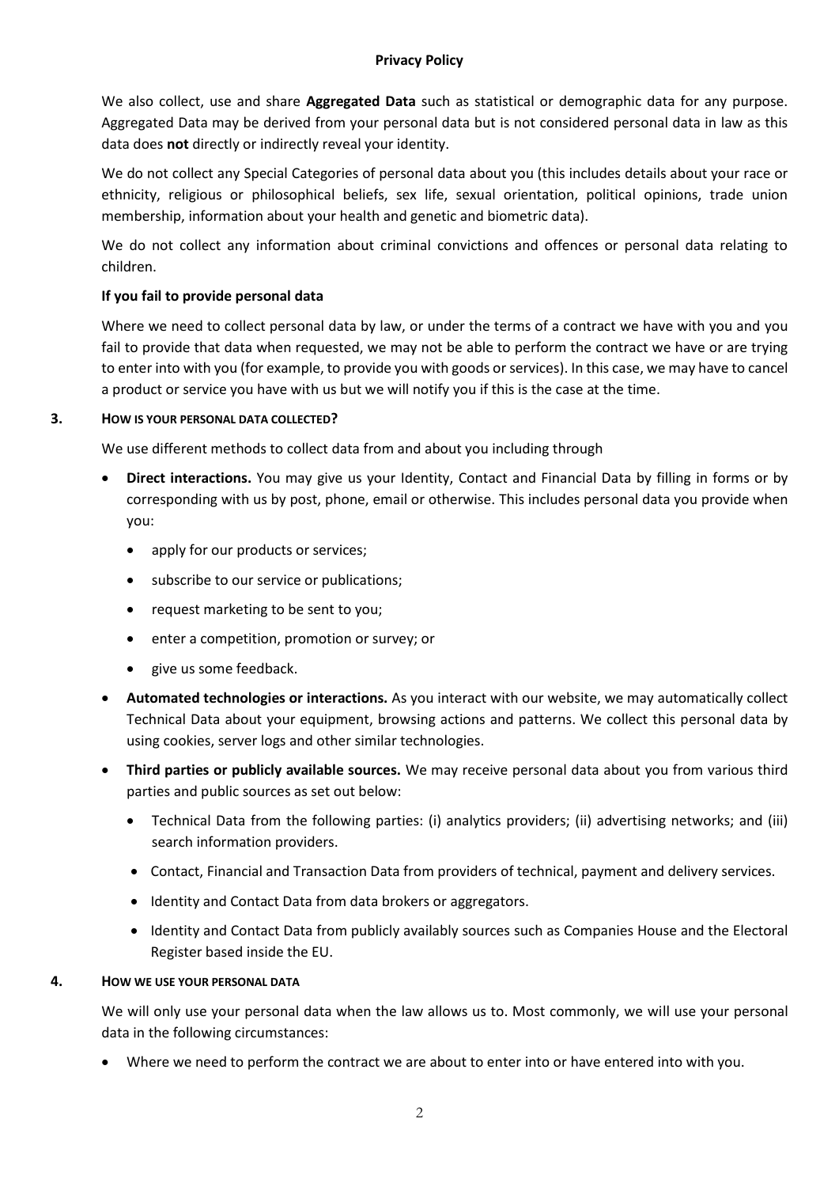We also collect, use and share **Aggregated Data** such as statistical or demographic data for any purpose. Aggregated Data may be derived from your personal data but is not considered personal data in law as this data does **not** directly or indirectly reveal your identity.

We do not collect any Special Categories of personal data about you (this includes details about your race or ethnicity, religious or philosophical beliefs, sex life, sexual orientation, political opinions, trade union membership, information about your health and genetic and biometric data).

We do not collect any information about criminal convictions and offences or personal data relating to children.

**If you fail to provide personal data**

Where we need to collect personal data by law, or under the terms of a contract we have with you and you fail to provide that data when requested, we may not be able to perform the contract we have or are trying to enter into with you (for example, to provide you with goods or services). In this case, we may have to cancel a product or service you have with us but we will notify you if this is the case at the time.

## 3. HOW IS YOUR PERSONAL DATA COLLECTED?

We use different methods to collect data from and about you including through

- **Direct interactions.** You may give us your Identity, Contact and Financial Data by filling in forms or by corresponding with us by post, phone, email or otherwise. This includes personal data you provide when you:
  - apply for our products or services;
  - subscribe to our service or publications;
  - request marketing to be sent to you;
  - enter a competition, promotion or survey; or
  - give us some feedback.
- **Automated technologies or interactions.** As you interact with our website, we may automatically collect Technical Data about your equipment, browsing actions and patterns. We collect this personal data by using cookies, server logs and other similar technologies.
- **Third parties or publicly available sources.** We may receive personal data about you from various third parties and public sources as set out below:
  - Technical Data from the following parties: (i) analytics providers; (ii) advertising networks; and (iii) search information providers.
  - Contact, Financial and Transaction Data from providers of technical, payment and delivery services.
  - Identity and Contact Data from data brokers or aggregators.
  - Identity and Contact Data from publicly availably sources such as Companies House and the Electoral Register based inside the EU.

## 4. HOW WE USE YOUR PERSONAL DATA

We will only use your personal data when the law allows us to. Most commonly, we will use your personal data in the following circumstances:

- Where we need to perform the contract we are about to enter into or have entered into with you.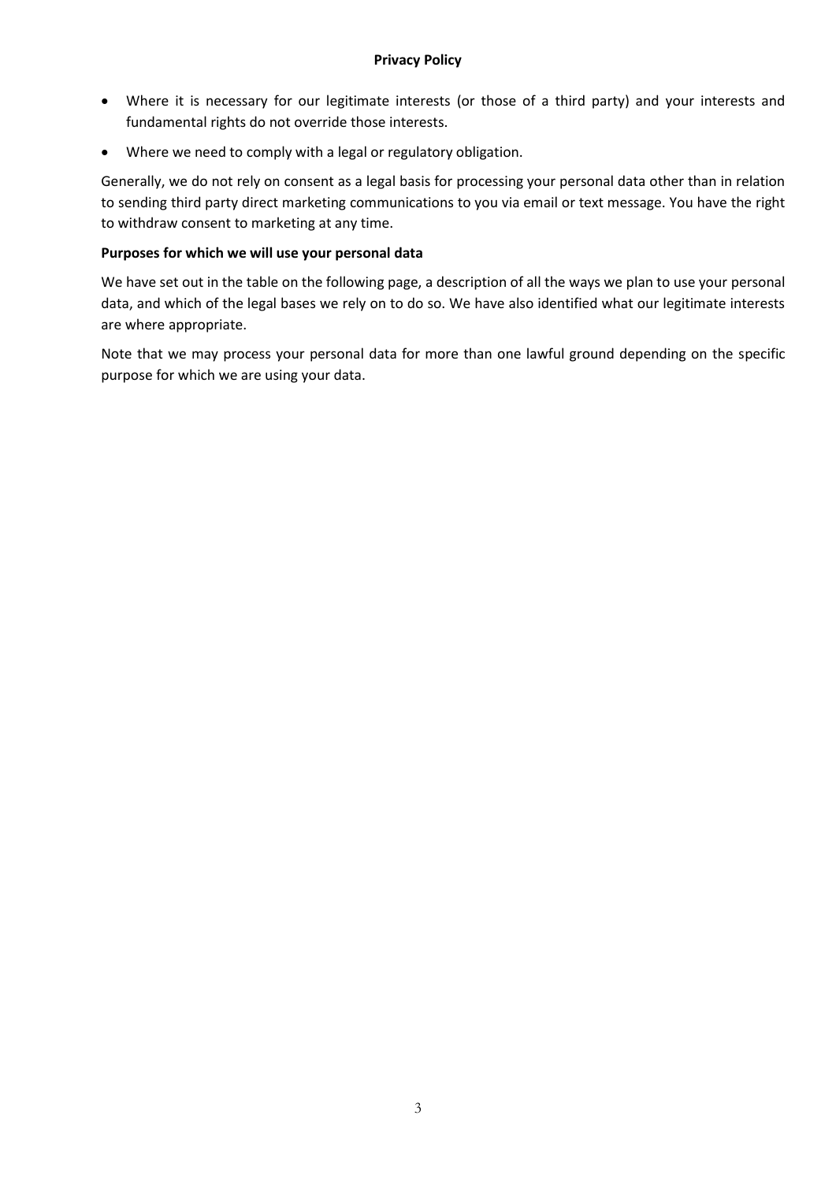- Where it is necessary for our legitimate interests (or those of a third party) and your interests and fundamental rights do not override those interests.
- Where we need to comply with a legal or regulatory obligation.

Generally, we do not rely on consent as a legal basis for processing your personal data other than in relation to sending third party direct marketing communications to you via email or text message. You have the right to withdraw consent to marketing at any time.

**Purposes for which we will use your personal data**

We have set out in the table on the following page, a description of all the ways we plan to use your personal data, and which of the legal bases we rely on to do so. We have also identified what our legitimate interests are where appropriate.

Note that we may process your personal data for more than one lawful ground depending on the specific purpose for which we are using your data.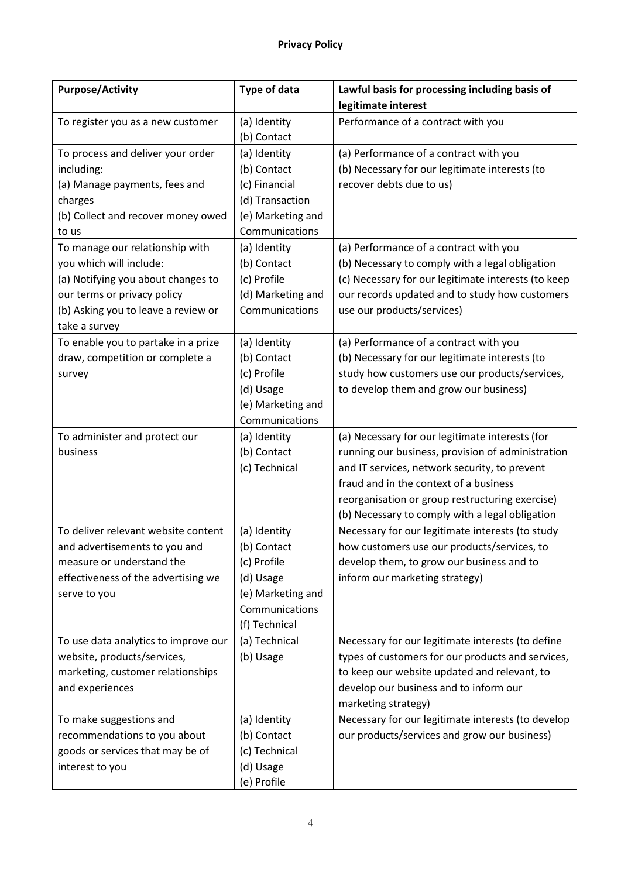**Privacy Policy**

| Purpose/Activity | Type of data | Lawful basis for processing including basis of legitimate interest |
|---|---|---|
| To register you as a new customer | (a) Identity<br>(b) Contact | Performance of a contract with you |
| To process and deliver your order including:<br>(a) Manage payments, fees and charges<br>(b) Collect and recover money owed to us | (a) Identity<br>(b) Contact<br>(c) Financial<br>(d) Transaction<br>(e) Marketing and Communications | (a) Performance of a contract with you<br>(b) Necessary for our legitimate interests (to recover debts due to us) |
| To manage our relationship with you which will include:<br>(a) Notifying you about changes to our terms or privacy policy<br>(b) Asking you to leave a review or take a survey | (a) Identity<br>(b) Contact<br>(c) Profile<br>(d) Marketing and Communications | (a) Performance of a contract with you<br>(b) Necessary to comply with a legal obligation<br>(c) Necessary for our legitimate interests (to keep our records updated and to study how customers use our products/services) |
| To enable you to partake in a prize draw, competition or complete a survey | (a) Identity<br>(b) Contact<br>(c) Profile<br>(d) Usage<br>(e) Marketing and Communications | (a) Performance of a contract with you<br>(b) Necessary for our legitimate interests (to study how customers use our products/services, to develop them and grow our business) |
| To administer and protect our business | (a) Identity<br>(b) Contact<br>(c) Technical | (a) Necessary for our legitimate interests (for running our business, provision of administration and IT services, network security, to prevent fraud and in the context of a business reorganisation or group restructuring exercise)<br>(b) Necessary to comply with a legal obligation |
| To deliver relevant website content and advertisements to you and measure or understand the effectiveness of the advertising we serve to you | (a) Identity<br>(b) Contact<br>(c) Profile<br>(d) Usage<br>(e) Marketing and Communications<br>(f) Technical | Necessary for our legitimate interests (to study how customers use our products/services, to develop them, to grow our business and to inform our marketing strategy) |
| To use data analytics to improve our website, products/services, marketing, customer relationships and experiences | (a) Technical<br>(b) Usage | Necessary for our legitimate interests (to define types of customers for our products and services, to keep our website updated and relevant, to develop our business and to inform our marketing strategy) |
| To make suggestions and recommendations to you about goods or services that may be of interest to you | (a) Identity<br>(b) Contact<br>(c) Technical<br>(d) Usage<br>(e) Profile | Necessary for our legitimate interests (to develop our products/services and grow our business) |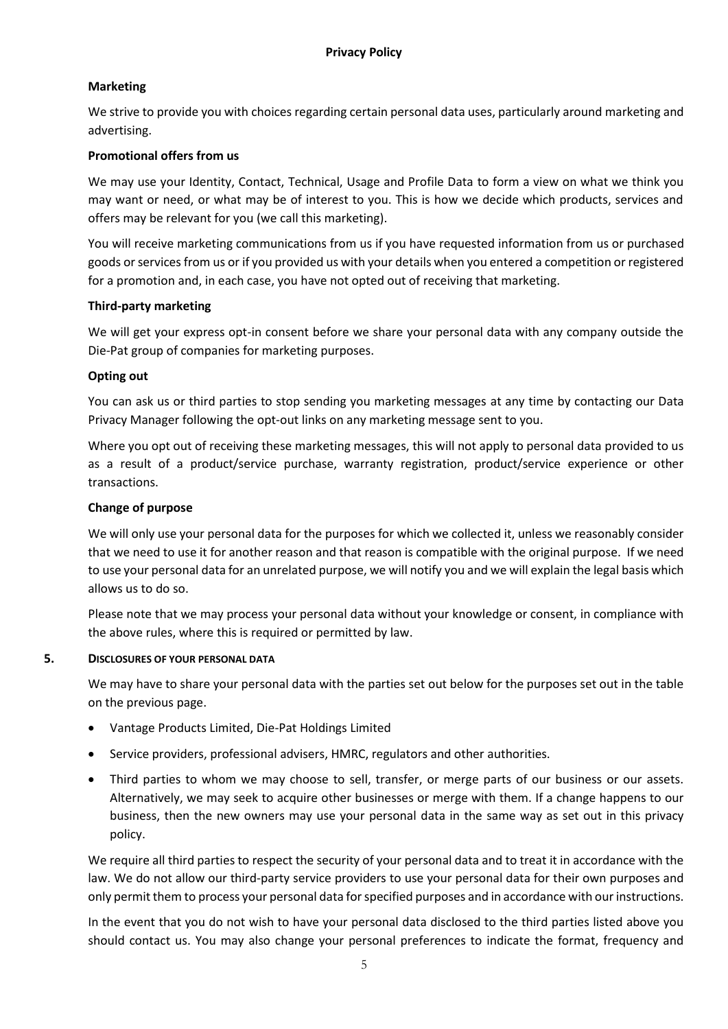**Privacy Policy**

**Marketing**

We strive to provide you with choices regarding certain personal data uses, particularly around marketing and advertising.

**Promotional offers from us**

We may use your Identity, Contact, Technical, Usage and Profile Data to form a view on what we think you may want or need, or what may be of interest to you. This is how we decide which products, services and offers may be relevant for you (we call this marketing).

You will receive marketing communications from us if you have requested information from us or purchased goods or services from us or if you provided us with your details when you entered a competition or registered for a promotion and, in each case, you have not opted out of receiving that marketing.

**Third-party marketing**

We will get your express opt-in consent before we share your personal data with any company outside the Die-Pat group of companies for marketing purposes.

**Opting out**

You can ask us or third parties to stop sending you marketing messages at any time by contacting our Data Privacy Manager following the opt-out links on any marketing message sent to you.

Where you opt out of receiving these marketing messages, this will not apply to personal data provided to us as a result of a product/service purchase, warranty registration, product/service experience or other transactions.

**Change of purpose**

We will only use your personal data for the purposes for which we collected it, unless we reasonably consider that we need to use it for another reason and that reason is compatible with the original purpose. If we need to use your personal data for an unrelated purpose, we will notify you and we will explain the legal basis which allows us to do so.

Please note that we may process your personal data without your knowledge or consent, in compliance with the above rules, where this is required or permitted by law.

## 5. DISCLOSURES OF YOUR PERSONAL DATA

We may have to share your personal data with the parties set out below for the purposes set out in the table on the previous page.

- Vantage Products Limited, Die-Pat Holdings Limited
- Service providers, professional advisers, HMRC, regulators and other authorities.
- Third parties to whom we may choose to sell, transfer, or merge parts of our business or our assets. Alternatively, we may seek to acquire other businesses or merge with them. If a change happens to our business, then the new owners may use your personal data in the same way as set out in this privacy policy.

We require all third parties to respect the security of your personal data and to treat it in accordance with the law. We do not allow our third-party service providers to use your personal data for their own purposes and only permit them to process your personal data for specified purposes and in accordance with our instructions.

In the event that you do not wish to have your personal data disclosed to the third parties listed above you should contact us. You may also change your personal preferences to indicate the format, frequency and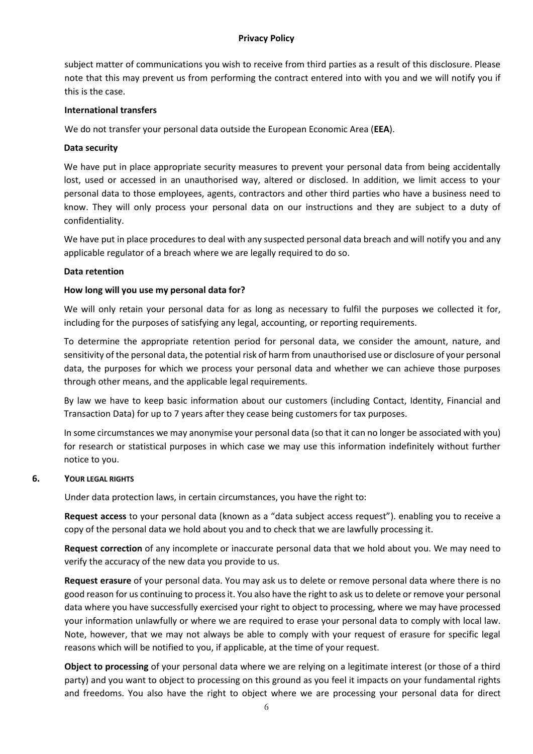subject matter of communications you wish to receive from third parties as a result of this disclosure. Please note that this may prevent us from performing the contract entered into with you and we will notify you if this is the case.

**International transfers**

We do not transfer your personal data outside the European Economic Area (**EEA**).

**Data security**

We have put in place appropriate security measures to prevent your personal data from being accidentally lost, used or accessed in an unauthorised way, altered or disclosed. In addition, we limit access to your personal data to those employees, agents, contractors and other third parties who have a business need to know. They will only process your personal data on our instructions and they are subject to a duty of confidentiality.

We have put in place procedures to deal with any suspected personal data breach and will notify you and any applicable regulator of a breach where we are legally required to do so.

**Data retention**

**How long will you use my personal data for?**

We will only retain your personal data for as long as necessary to fulfil the purposes we collected it for, including for the purposes of satisfying any legal, accounting, or reporting requirements.

To determine the appropriate retention period for personal data, we consider the amount, nature, and sensitivity of the personal data, the potential risk of harm from unauthorised use or disclosure of your personal data, the purposes for which we process your personal data and whether we can achieve those purposes through other means, and the applicable legal requirements.

By law we have to keep basic information about our customers (including Contact, Identity, Financial and Transaction Data) for up to 7 years after they cease being customers for tax purposes.

In some circumstances we may anonymise your personal data (so that it can no longer be associated with you) for research or statistical purposes in which case we may use this information indefinitely without further notice to you.

## 6. YOUR LEGAL RIGHTS

Under data protection laws, in certain circumstances, you have the right to:

**Request access** to your personal data (known as a "data subject access request"). enabling you to receive a copy of the personal data we hold about you and to check that we are lawfully processing it.

**Request correction** of any incomplete or inaccurate personal data that we hold about you. We may need to verify the accuracy of the new data you provide to us.

**Request erasure** of your personal data. You may ask us to delete or remove personal data where there is no good reason for us continuing to process it. You also have the right to ask us to delete or remove your personal data where you have successfully exercised your right to object to processing, where we may have processed your information unlawfully or where we are required to erase your personal data to comply with local law. Note, however, that we may not always be able to comply with your request of erasure for specific legal reasons which will be notified to you, if applicable, at the time of your request.

**Object to processing** of your personal data where we are relying on a legitimate interest (or those of a third party) and you want to object to processing on this ground as you feel it impacts on your fundamental rights and freedoms. You also have the right to object where we are processing your personal data for direct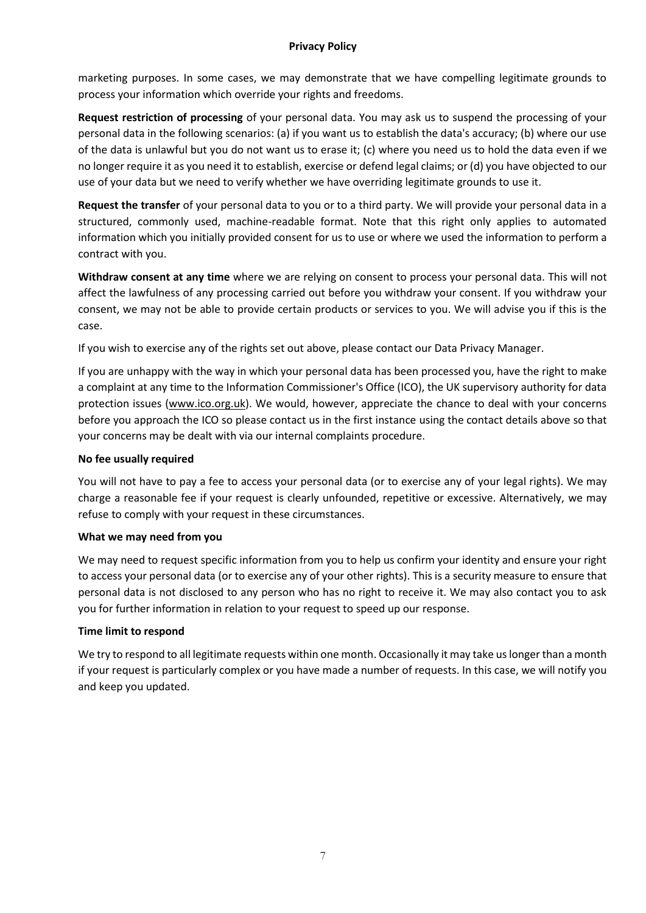marketing purposes. In some cases, we may demonstrate that we have compelling legitimate grounds to process your information which override your rights and freedoms.

**Request restriction of processing** of your personal data. You may ask us to suspend the processing of your personal data in the following scenarios: (a) if you want us to establish the data's accuracy; (b) where our use of the data is unlawful but you do not want us to erase it; (c) where you need us to hold the data even if we no longer require it as you need it to establish, exercise or defend legal claims; or (d) you have objected to our use of your data but we need to verify whether we have overriding legitimate grounds to use it.

**Request the transfer** of your personal data to you or to a third party. We will provide your personal data in a structured, commonly used, machine-readable format. Note that this right only applies to automated information which you initially provided consent for us to use or where we used the information to perform a contract with you.

**Withdraw consent at any time** where we are relying on consent to process your personal data. This will not affect the lawfulness of any processing carried out before you withdraw your consent. If you withdraw your consent, we may not be able to provide certain products or services to you. We will advise you if this is the case.

If you wish to exercise any of the rights set out above, please contact our Data Privacy Manager.

If you are unhappy with the way in which your personal data has been processed you, have the right to make a complaint at any time to the Information Commissioner's Office (ICO), the UK supervisory authority for data protection issues (www.ico.org.uk). We would, however, appreciate the chance to deal with your concerns before you approach the ICO so please contact us in the first instance using the contact details above so that your concerns may be dealt with via our internal complaints procedure.

**No fee usually required**

You will not have to pay a fee to access your personal data (or to exercise any of your legal rights). We may charge a reasonable fee if your request is clearly unfounded, repetitive or excessive. Alternatively, we may refuse to comply with your request in these circumstances.

**What we may need from you**

We may need to request specific information from you to help us confirm your identity and ensure your right to access your personal data (or to exercise any of your other rights). This is a security measure to ensure that personal data is not disclosed to any person who has no right to receive it. We may also contact you to ask you for further information in relation to your request to speed up our response.

**Time limit to respond**

We try to respond to all legitimate requests within one month. Occasionally it may take us longer than a month if your request is particularly complex or you have made a number of requests. In this case, we will notify you and keep you updated.